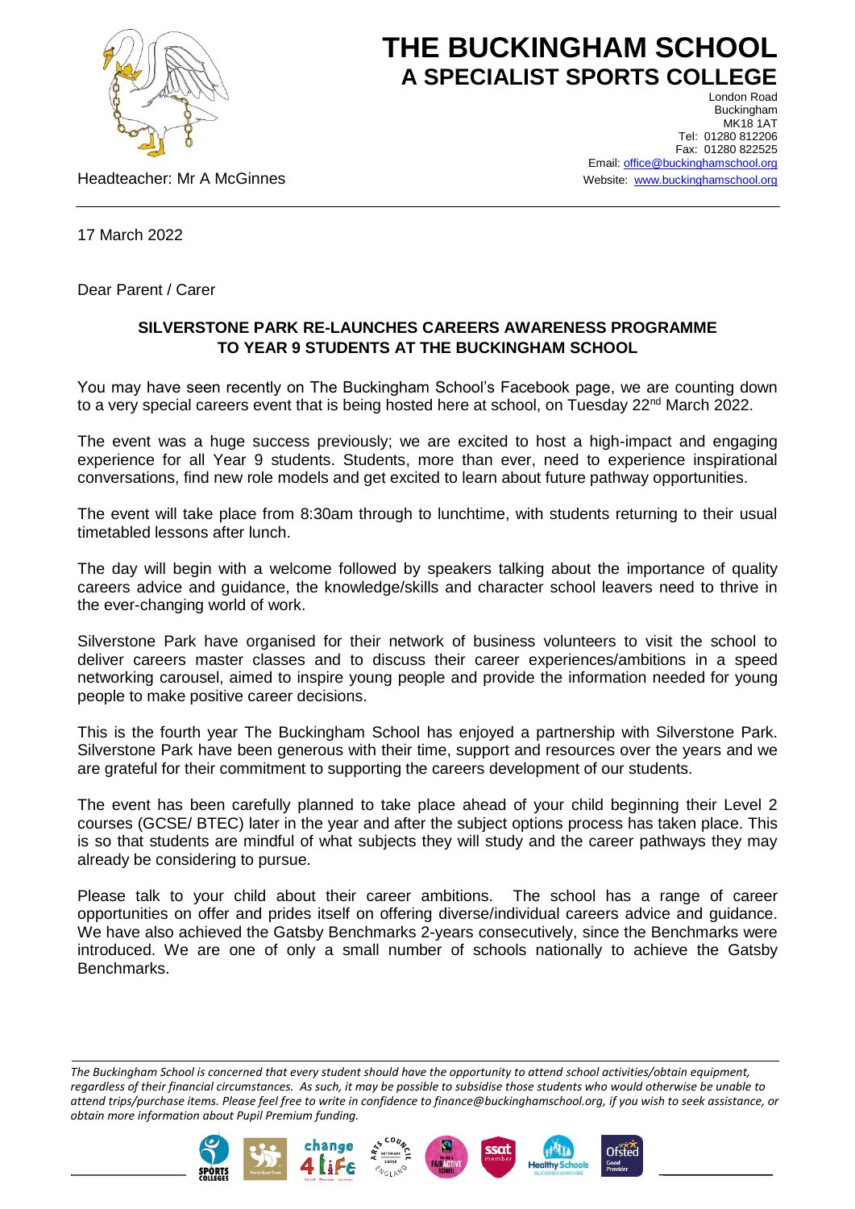# THE BUCKINGHAM SCHOOL
## A SPECIALIST SPORTS COLLEGE

London Road
Buckingham
MK18 1AT
Tel: 01280 812206
Fax: 01280 822525
Email: office@buckinghamschool.org
Website: www.buckinghamschool.org

Headteacher: Mr A McGinnes

17 March 2022

Dear Parent / Carer

**SILVERSTONE PARK RE-LAUNCHES CAREERS AWARENESS PROGRAMME TO YEAR 9 STUDENTS AT THE BUCKINGHAM SCHOOL**

You may have seen recently on The Buckingham School's Facebook page, we are counting down to a very special careers event that is being hosted here at school, on Tuesday 22nd March 2022.

The event was a huge success previously; we are excited to host a high-impact and engaging experience for all Year 9 students. Students, more than ever, need to experience inspirational conversations, find new role models and get excited to learn about future pathway opportunities.

The event will take place from 8:30am through to lunchtime, with students returning to their usual timetabled lessons after lunch.

The day will begin with a welcome followed by speakers talking about the importance of quality careers advice and guidance, the knowledge/skills and character school leavers need to thrive in the ever-changing world of work.

Silverstone Park have organised for their network of business volunteers to visit the school to deliver careers master classes and to discuss their career experiences/ambitions in a speed networking carousel, aimed to inspire young people and provide the information needed for young people to make positive career decisions.

This is the fourth year The Buckingham School has enjoyed a partnership with Silverstone Park. Silverstone Park have been generous with their time, support and resources over the years and we are grateful for their commitment to supporting the careers development of our students.

The event has been carefully planned to take place ahead of your child beginning their Level 2 courses (GCSE/ BTEC) later in the year and after the subject options process has taken place. This is so that students are mindful of what subjects they will study and the career pathways they may already be considering to pursue.

Please talk to your child about their career ambitions. The school has a range of career opportunities on offer and prides itself on offering diverse/individual careers advice and guidance. We have also achieved the Gatsby Benchmarks 2-years consecutively, since the Benchmarks were introduced. We are one of only a small number of schools nationally to achieve the Gatsby Benchmarks.

*The Buckingham School is concerned that every student should have the opportunity to attend school activities/obtain equipment, regardless of their financial circumstances. As such, it may be possible to subsidise those students who would otherwise be unable to attend trips/purchase items. Please feel free to write in confidence to finance@buckinghamschool.org, if you wish to seek assistance, or obtain more information about Pupil Premium funding.*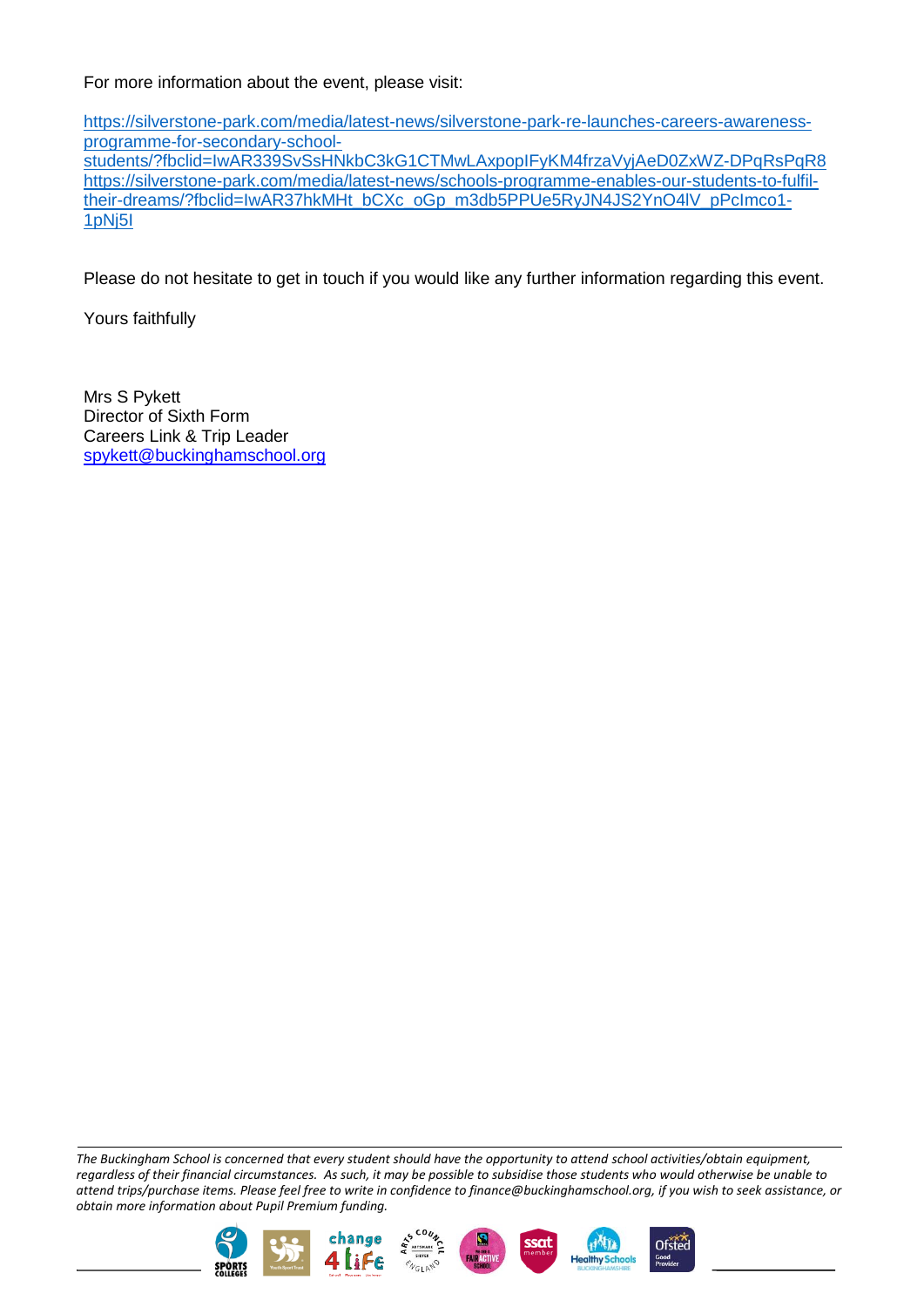For more information about the event, please visit:

https://silverstone-park.com/media/latest-news/silverstone-park-re-launches-careers-awareness-programme-for-secondary-school-students/?fbclid=IwAR339SvSsHNkbC3kG1CTMwLAxpopIFyKM4frzaVyjAeD0ZxWZ-DPqRsPqR8
https://silverstone-park.com/media/latest-news/schools-programme-enables-our-students-to-fulfil-their-dreams/?fbclid=IwAR37hkMHt_bCXc_oGp_m3db5PPUe5RyJN4JS2YnO4lV_pPclmco1-1pNj5I

Please do not hesitate to get in touch if you would like any further information regarding this event.

Yours faithfully

Mrs S Pykett
Director of Sixth Form
Careers Link & Trip Leader
spykett@buckinghamschool.org

*The Buckingham School is concerned that every student should have the opportunity to attend school activities/obtain equipment, regardless of their financial circumstances. As such, it may be possible to subsidise those students who would otherwise be unable to attend trips/purchase items. Please feel free to write in confidence to finance@buckinghamschool.org, if you wish to seek assistance, or obtain more information about Pupil Premium funding.*